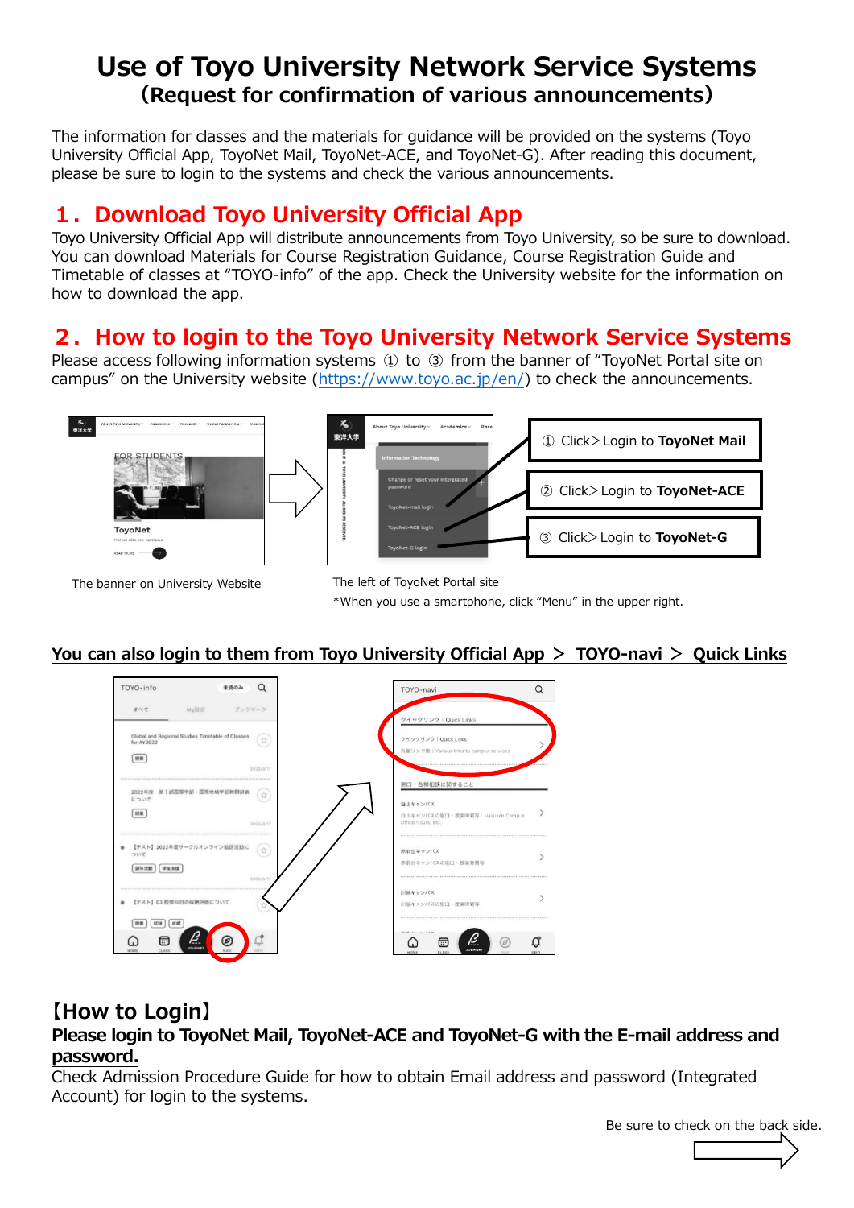# Use of Toyo University Network Service Systems

## (Request for confirmation of various announcements)

The information for classes and the materials for guidance will be provided on the systems (Toyo University Official App, ToyoNet Mail, ToyoNet-ACE, and ToyoNet-G). After reading this document, please be sure to login to the systems and check the various announcements.

## 1．Download Toyo University Official App

Toyo University Official App will distribute announcements from Toyo University, so be sure to download. You can download Materials for Course Registration Guidance, Course Registration Guide and Timetable of classes at “TOYO-info” of the app. Check the University website for the information on how to download the app.

## 2．How to login to the Toyo University Network Service Systems

Please access following information systems ① to ③ from the banner of “ToyoNet Portal site on campus” on the University website (https://www.toyo.ac.jp/en/) to check the announcements.

① Click＞Login to **ToyoNet Mail**

② Click＞Login to **ToyoNet-ACE**

③ Click＞Login to **ToyoNet-G**

The banner on University Website

The left of ToyoNet Portal site

*When you use a smartphone, click “Menu” in the upper right.

**You can also login to them from Toyo University Official App ＞ TOYO-navi ＞ Quick Links**

## 【How to Login】

**Please login to ToyoNet Mail, ToyoNet-ACE and ToyoNet-G with the E-mail address and password.**

Check Admission Procedure Guide for how to obtain Email address and password (Integrated Account) for login to the systems.

Be sure to check on the back side.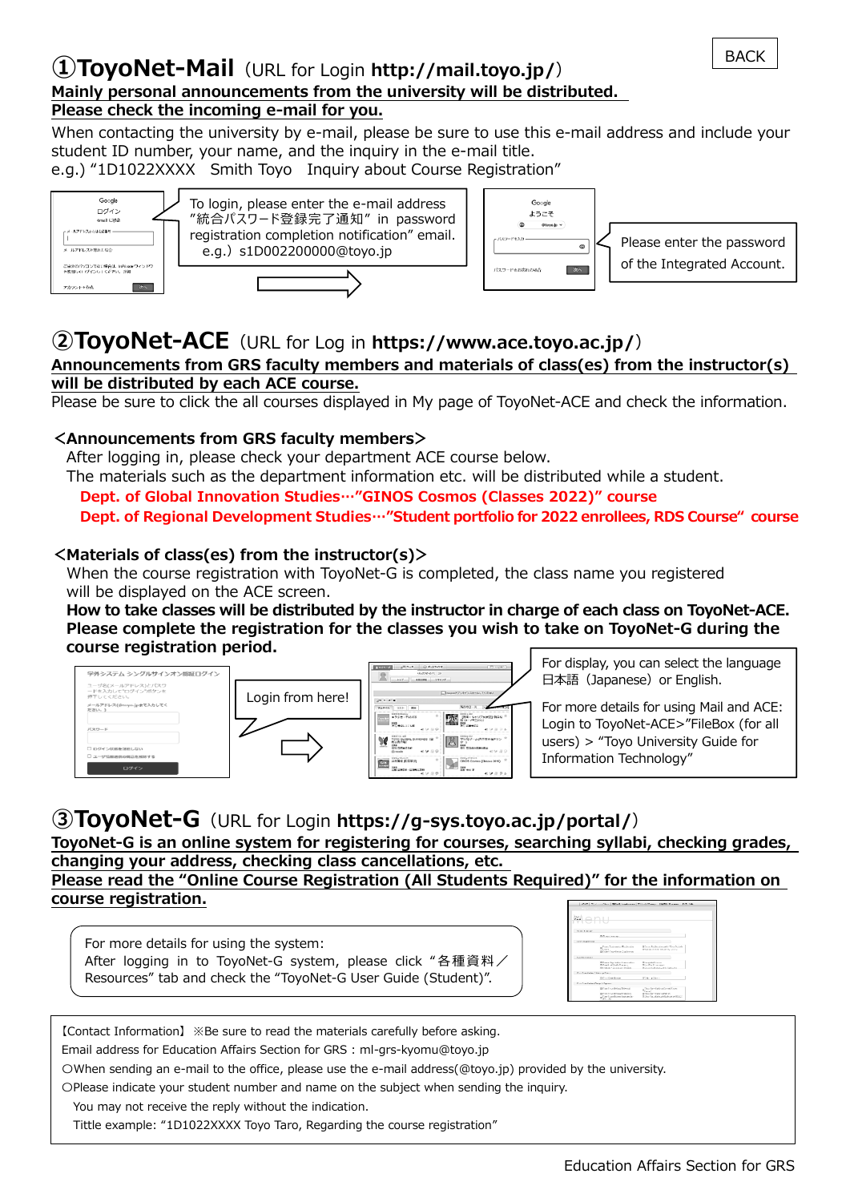BACK

# ①ToyoNet-Mail（URL for Login **http://mail.toyo.jp/**）

**Mainly personal announcements from the university will be distributed.**
**Please check the incoming e-mail for you.**

When contacting the university by e-mail, please be sure to use this e-mail address and include your student ID number, your name, and the inquiry in the e-mail title.
e.g.) "1D1022XXXX　Smith Toyo　Inquiry about Course Registration"

To login, please enter the e-mail address "統合パスワード登録完了通知" in password registration completion notification" email.
e.g.）s1D002200000@toyo.jp

Please enter the password of the Integrated Account.

# ②ToyoNet-ACE（URL for Log in **https://www.ace.toyo.ac.jp/**）

**Announcements from GRS faculty members and materials of class(es) from the instructor(s) will be distributed by each ACE course.**

Please be sure to click the all courses displayed in My page of ToyoNet-ACE and check the information.

## <Announcements from GRS faculty members>

After logging in, please check your department ACE course below.
The materials such as the department information etc. will be distributed while a student.

**Dept. of Global Innovation Studies…"GINOS Cosmos (Classes 2022)" course**
**Dept. of Regional Development Studies…"Student portfolio for 2022 enrollees, RDS Course" course**

## <Materials of class(es) from the instructor(s)>

When the course registration with ToyoNet-G is completed, the class name you registered will be displayed on the ACE screen.
**How to take classes will be distributed by the instructor in charge of each class on ToyoNet-ACE. Please complete the registration for the classes you wish to take on ToyoNet-G during the course registration period.**

Login from here!

For display, you can select the language 日本語（Japanese）or English.

For more details for using Mail and ACE: Login to ToyoNet-ACE>"FileBox (for all users) > "Toyo University Guide for Information Technology"

# ③ToyoNet-G（URL for Login **https://g-sys.toyo.ac.jp/portal/**）

**ToyoNet-G is an online system for registering for courses, searching syllabi, checking grades, changing your address, checking class cancellations, etc.**
**Please read the "Online Course Registration (All Students Required)" for the information on course registration.**

For more details for using the system:
After logging in to ToyoNet-G system, please click "各種資料／Resources" tab and check the "ToyoNet-G User Guide (Student)".

【Contact Information】 ※Be sure to read the materials carefully before asking.
Email address for Education Affairs Section for GRS : ml-grs-kyomu@toyo.jp
○When sending an e-mail to the office, please use the e-mail address(@toyo.jp) provided by the university.
○Please indicate your student number and name on the subject when sending the inquiry.
You may not receive the reply without the indication.
Tittle example: "1D1022XXXX Toyo Taro, Regarding the course registration"

Education Affairs Section for GRS